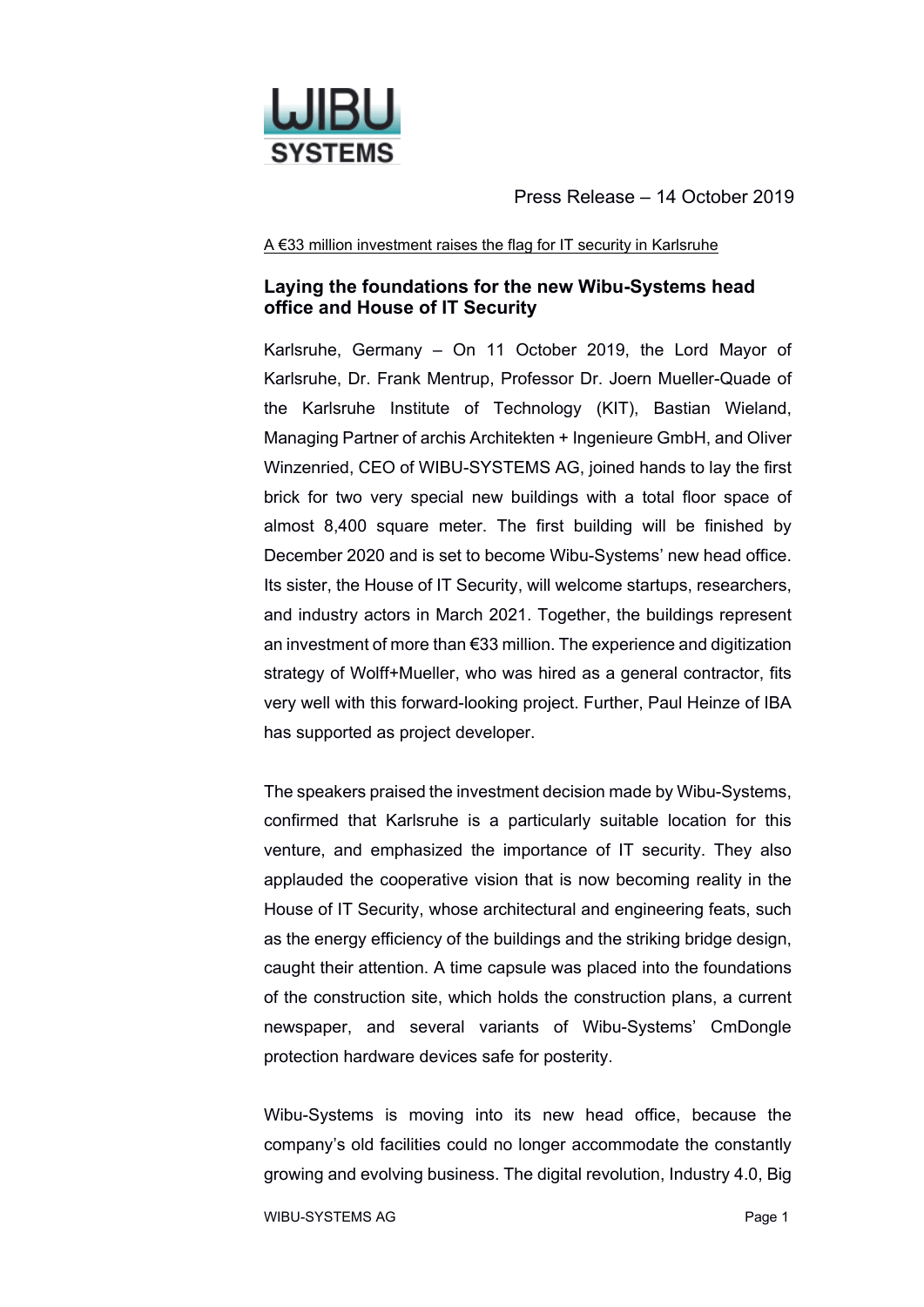WIBU SYSTEMS

Press Release – 14 October 2019

A €33 million investment raises the flag for IT security in Karlsruhe

## Laying the foundations for the new Wibu-Systems head office and House of IT Security

Karlsruhe, Germany – On 11 October 2019, the Lord Mayor of Karlsruhe, Dr. Frank Mentrup, Professor Dr. Joern Mueller-Quade of the Karlsruhe Institute of Technology (KIT), Bastian Wieland, Managing Partner of archis Architekten + Ingenieure GmbH, and Oliver Winzenried, CEO of WIBU-SYSTEMS AG, joined hands to lay the first brick for two very special new buildings with a total floor space of almost 8,400 square meter. The first building will be finished by December 2020 and is set to become Wibu-Systems' new head office. Its sister, the House of IT Security, will welcome startups, researchers, and industry actors in March 2021. Together, the buildings represent an investment of more than €33 million. The experience and digitization strategy of Wolff+Mueller, who was hired as a general contractor, fits very well with this forward-looking project. Further, Paul Heinze of IBA has supported as project developer.

The speakers praised the investment decision made by Wibu-Systems, confirmed that Karlsruhe is a particularly suitable location for this venture, and emphasized the importance of IT security. They also applauded the cooperative vision that is now becoming reality in the House of IT Security, whose architectural and engineering feats, such as the energy efficiency of the buildings and the striking bridge design, caught their attention. A time capsule was placed into the foundations of the construction site, which holds the construction plans, a current newspaper, and several variants of Wibu-Systems' CmDongle protection hardware devices safe for posterity.

Wibu-Systems is moving into its new head office, because the company's old facilities could no longer accommodate the constantly growing and evolving business. The digital revolution, Industry 4.0, Big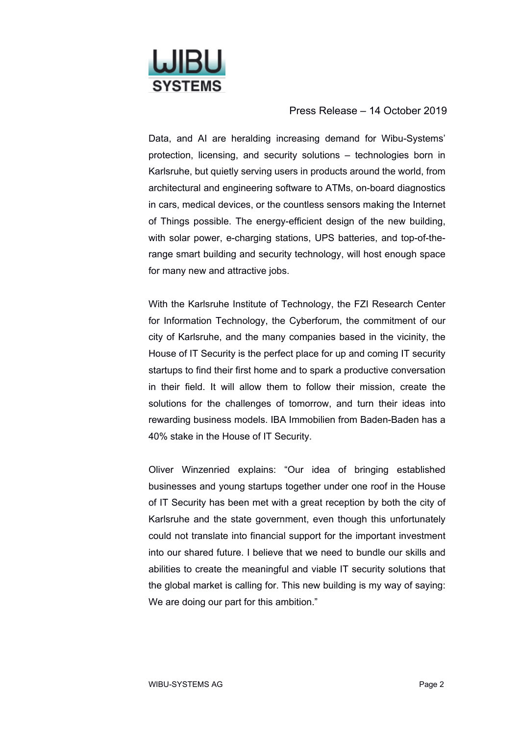Press Release – 14 October 2019

Data, and AI are heralding increasing demand for Wibu-Systems' protection, licensing, and security solutions – technologies born in Karlsruhe, but quietly serving users in products around the world, from architectural and engineering software to ATMs, on-board diagnostics in cars, medical devices, or the countless sensors making the Internet of Things possible. The energy-efficient design of the new building, with solar power, e-charging stations, UPS batteries, and top-of-the-range smart building and security technology, will host enough space for many new and attractive jobs.

With the Karlsruhe Institute of Technology, the FZI Research Center for Information Technology, the Cyberforum, the commitment of our city of Karlsruhe, and the many companies based in the vicinity, the House of IT Security is the perfect place for up and coming IT security startups to find their first home and to spark a productive conversation in their field. It will allow them to follow their mission, create the solutions for the challenges of tomorrow, and turn their ideas into rewarding business models. IBA Immobilien from Baden-Baden has a 40% stake in the House of IT Security.

Oliver Winzenried explains: "Our idea of bringing established businesses and young startups together under one roof in the House of IT Security has been met with a great reception by both the city of Karlsruhe and the state government, even though this unfortunately could not translate into financial support for the important investment into our shared future. I believe that we need to bundle our skills and abilities to create the meaningful and viable IT security solutions that the global market is calling for. This new building is my way of saying: We are doing our part for this ambition."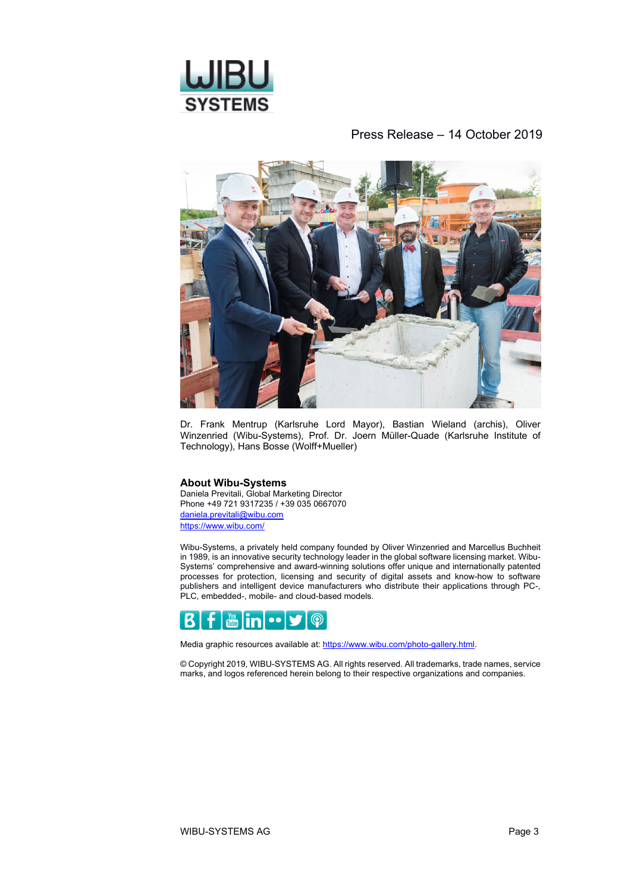Press Release – 14 October 2019

Dr. Frank Mentrup (Karlsruhe Lord Mayor), Bastian Wieland (archis), Oliver Winzenried (Wibu-Systems), Prof. Dr. Joern Müller-Quade (Karlsruhe Institute of Technology), Hans Bosse (Wolff+Mueller)

## About Wibu-Systems

Daniela Previtali, Global Marketing Director
Phone +49 721 9317235 / +39 035 0667070
daniela.previtali@wibu.com
https://www.wibu.com/

Wibu-Systems, a privately held company founded by Oliver Winzenried and Marcellus Buchheit in 1989, is an innovative security technology leader in the global software licensing market. Wibu-Systems' comprehensive and award-winning solutions offer unique and internationally patented processes for protection, licensing and security of digital assets and know-how to software publishers and intelligent device manufacturers who distribute their applications through PC-, PLC, embedded-, mobile- and cloud-based models.

Media graphic resources available at: https://www.wibu.com/photo-gallery.html.

© Copyright 2019, WIBU-SYSTEMS AG. All rights reserved. All trademarks, trade names, service marks, and logos referenced herein belong to their respective organizations and companies.